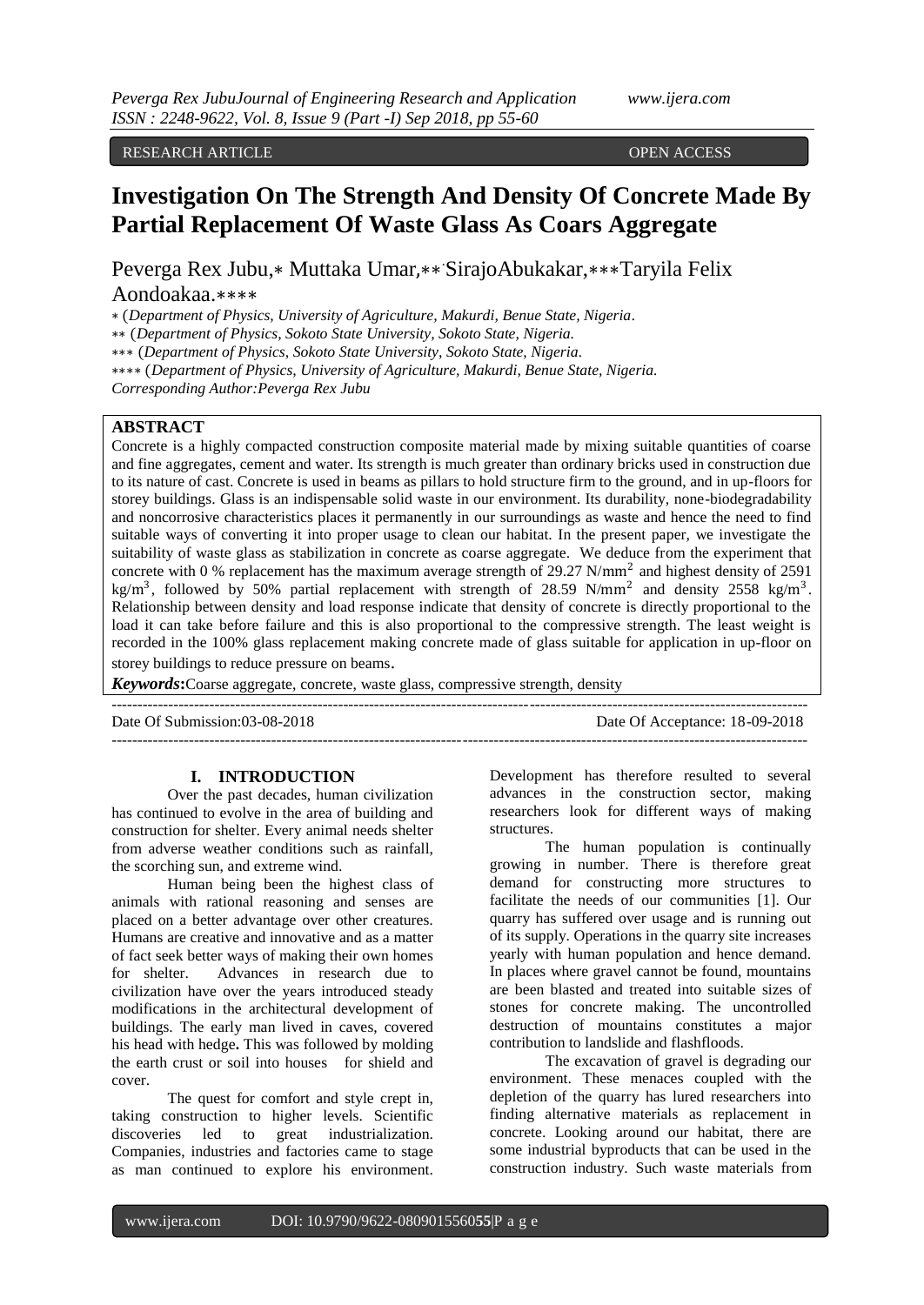RESEARCH ARTICLE OPEN ACCESS

# Investigation On The Strength And Density Of Concrete Made By Partial Replacement Of Waste Glass As Coars Aggregate

Peverga Rex Jubu,* Muttaka Umar,**SirajoAbukakar,***Taryila Felix Aondoakaa.****

* (*Department of Physics, University of Agriculture, Makurdi, Benue State, Nigeria.*

** (*Department of Physics, Sokoto State University, Sokoto State, Nigeria.*

*** (*Department of Physics, Sokoto State University, Sokoto State, Nigeria.*

**** (*Department of Physics, University of Agriculture, Makurdi, Benue State, Nigeria.*

*Corresponding Author:Peverga Rex Jubu*

## ABSTRACT

Concrete is a highly compacted construction composite material made by mixing suitable quantities of coarse and fine aggregates, cement and water. Its strength is much greater than ordinary bricks used in construction due to its nature of cast. Concrete is used in beams as pillars to hold structure firm to the ground, and in up-floors for storey buildings. Glass is an indispensable solid waste in our environment. Its durability, none-biodegradability and noncorrosive characteristics places it permanently in our surroundings as waste and hence the need to find suitable ways of converting it into proper usage to clean our habitat. In the present paper, we investigate the suitability of waste glass as stabilization in concrete as coarse aggregate. We deduce from the experiment that concrete with 0 % replacement has the maximum average strength of 29.27 $N/mm^2$ and highest density of 2591 $kg/m^3$, followed by 50% partial replacement with strength of 28.59 $N/mm^2$ and density 2558 $kg/m^3$. Relationship between density and load response indicate that density of concrete is directly proportional to the load it can take before failure and this is also proportional to the compressive strength. The least weight is recorded in the 100% glass replacement making concrete made of glass suitable for application in up-floor on storey buildings to reduce pressure on beams.

***Keywords*:** Coarse aggregate, concrete, waste glass, compressive strength, density

Date Of Submission:03-08-2018 Date Of Acceptance: 18-09-2018

## I. INTRODUCTION

Over the past decades, human civilization has continued to evolve in the area of building and construction for shelter. Every animal needs shelter from adverse weather conditions such as rainfall, the scorching sun, and extreme wind.

Human being been the highest class of animals with rational reasoning and senses are placed on a better advantage over other creatures. Humans are creative and innovative and as a matter of fact seek better ways of making their own homes for shelter. Advances in research due to civilization have over the years introduced steady modifications in the architectural development of buildings. The early man lived in caves, covered his head with hedge**.** This was followed by molding the earth crust or soil into houses for shield and cover.

The quest for comfort and style crept in, taking construction to higher levels. Scientific discoveries led to great industrialization. Companies, industries and factories came to stage as man continued to explore his environment. Development has therefore resulted to several advances in the construction sector, making researchers look for different ways of making structures.

The human population is continually growing in number. There is therefore great demand for constructing more structures to facilitate the needs of our communities [1]. Our quarry has suffered over usage and is running out of its supply. Operations in the quarry site increases yearly with human population and hence demand. In places where gravel cannot be found, mountains are been blasted and treated into suitable sizes of stones for concrete making. The uncontrolled destruction of mountains constitutes a major contribution to landslide and flashfloods.

The excavation of gravel is degrading our environment. These menaces coupled with the depletion of the quarry has lured researchers into finding alternative materials as replacement in concrete. Looking around our habitat, there are some industrial byproducts that can be used in the construction industry. Such waste materials from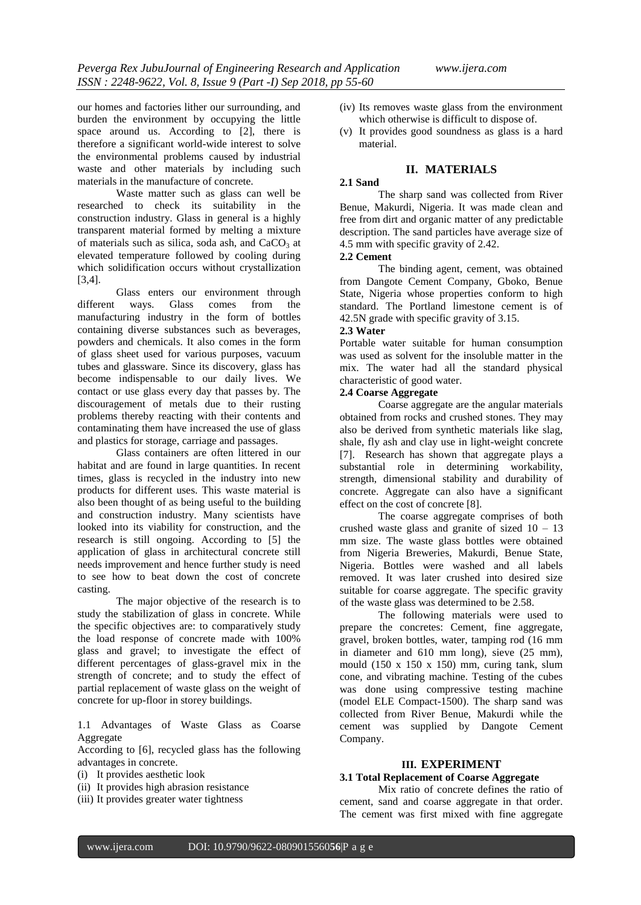our homes and factories lither our surrounding, and burden the environment by occupying the little space around us. According to [2], there is therefore a significant world-wide interest to solve the environmental problems caused by industrial waste and other materials by including such materials in the manufacture of concrete.

Waste matter such as glass can well be researched to check its suitability in the construction industry. Glass in general is a highly transparent material formed by melting a mixture of materials such as silica, soda ash, and $CaCO_3$ at elevated temperature followed by cooling during which solidification occurs without crystallization [3,4].

Glass enters our environment through different ways. Glass comes from the manufacturing industry in the form of bottles containing diverse substances such as beverages, powders and chemicals. It also comes in the form of glass sheet used for various purposes, vacuum tubes and glassware. Since its discovery, glass has become indispensable to our daily lives. We contact or use glass every day that passes by. The discouragement of metals due to their rusting problems thereby reacting with their contents and contaminating them have increased the use of glass and plastics for storage, carriage and passages.

Glass containers are often littered in our habitat and are found in large quantities. In recent times, glass is recycled in the industry into new products for different uses. This waste material is also been thought of as being useful to the building and construction industry. Many scientists have looked into its viability for construction, and the research is still ongoing. According to [5] the application of glass in architectural concrete still needs improvement and hence further study is need to see how to beat down the cost of concrete casting.

The major objective of the research is to study the stabilization of glass in concrete. While the specific objectives are: to comparatively study the load response of concrete made with 100% glass and gravel; to investigate the effect of different percentages of glass-gravel mix in the strength of concrete; and to study the effect of partial replacement of waste glass on the weight of concrete for up-floor in storey buildings.

1.1 Advantages of Waste Glass as Coarse Aggregate

According to [6], recycled glass has the following advantages in concrete.

(i) It provides aesthetic look
(ii) It provides high abrasion resistance
(iii) It provides greater water tightness
(iv) Its removes waste glass from the environment which otherwise is difficult to dispose of.
(v) It provides good soundness as glass is a hard material.

## II. MATERIALS

### 2.1 Sand

The sharp sand was collected from River Benue, Makurdi, Nigeria. It was made clean and free from dirt and organic matter of any predictable description. The sand particles have average size of 4.5 mm with specific gravity of 2.42.

### 2.2 Cement

The binding agent, cement, was obtained from Dangote Cement Company, Gboko, Benue State, Nigeria whose properties conform to high standard. The Portland limestone cement is of 42.5N grade with specific gravity of 3.15.

### 2.3 Water

Portable water suitable for human consumption was used as solvent for the insoluble matter in the mix. The water had all the standard physical characteristic of good water.

### 2.4 Coarse Aggregate

Coarse aggregate are the angular materials obtained from rocks and crushed stones. They may also be derived from synthetic materials like slag, shale, fly ash and clay use in light-weight concrete [7]. Research has shown that aggregate plays a substantial role in determining workability, strength, dimensional stability and durability of concrete. Aggregate can also have a significant effect on the cost of concrete [8].

The coarse aggregate comprises of both crushed waste glass and granite of sized 10 – 13 mm size. The waste glass bottles were obtained from Nigeria Breweries, Makurdi, Benue State, Nigeria. Bottles were washed and all labels removed. It was later crushed into desired size suitable for coarse aggregate. The specific gravity of the waste glass was determined to be 2.58.

The following materials were used to prepare the concretes: Cement, fine aggregate, gravel, broken bottles, water, tamping rod (16 mm in diameter and 610 mm long), sieve (25 mm), mould (150 x 150 x 150) mm, curing tank, slum cone, and vibrating machine. Testing of the cubes was done using compressive testing machine (model ELE Compact-1500). The sharp sand was collected from River Benue, Makurdi while the cement was supplied by Dangote Cement Company.

## III. EXPERIMENT

### 3.1 Total Replacement of Coarse Aggregate

Mix ratio of concrete defines the ratio of cement, sand and coarse aggregate in that order. The cement was first mixed with fine aggregate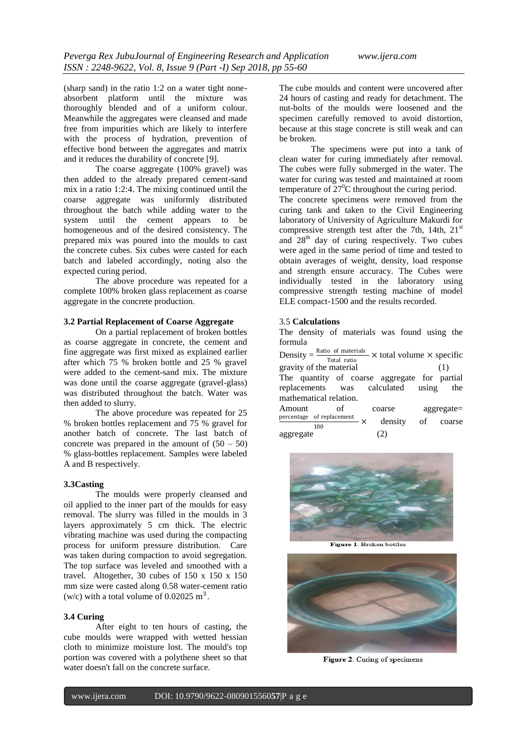(sharp sand) in the ratio 1:2 on a water tight none-absorbent platform until the mixture was thoroughly blended and of a uniform colour. Meanwhile the aggregates were cleansed and made free from impurities which are likely to interfere with the process of hydration, prevention of effective bond between the aggregates and matrix and it reduces the durability of concrete [9].

The coarse aggregate (100% gravel) was then added to the already prepared cement-sand mix in a ratio 1:2:4. The mixing continued until the coarse aggregate was uniformly distributed throughout the batch while adding water to the system until the cement appears to be homogeneous and of the desired consistency. The prepared mix was poured into the moulds to cast the concrete cubes. Six cubes were casted for each batch and labeled accordingly, noting also the expected curing period.

The above procedure was repeated for a complete 100% broken glass replacement as coarse aggregate in the concrete production.

### 3.2 Partial Replacement of Coarse Aggregate

On a partial replacement of broken bottles as coarse aggregate in concrete, the cement and fine aggregate was first mixed as explained earlier after which 75 % broken bottle and 25 % gravel were added to the cement-sand mix. The mixture was done until the coarse aggregate (gravel-glass) was distributed throughout the batch. Water was then added to slurry.

The above procedure was repeated for 25 % broken bottles replacement and 75 % gravel for another batch of concrete. The last batch of concrete was prepared in the amount of (50 – 50) % glass-bottles replacement. Samples were labeled A and B respectively.

### 3.3Casting

The moulds were properly cleansed and oil applied to the inner part of the moulds for easy removal. The slurry was filled in the moulds in 3 layers approximately 5 cm thick. The electric vibrating machine was used during the compacting process for uniform pressure distribution. Care was taken during compaction to avoid segregation. The top surface was leveled and smoothed with a travel. Altogether, 30 cubes of 150 x 150 x 150 mm size were casted along 0.58 water-cement ratio (w/c) with a total volume of 0.02025 $m^3$.

### 3.4 Curing

After eight to ten hours of casting, the cube moulds were wrapped with wetted hessian cloth to minimize moisture lost. The mould's top portion was covered with a polythene sheet so that water doesn't fall on the concrete surface.

The cube moulds and content were uncovered after 24 hours of casting and ready for detachment. The nut-bolts of the moulds were loosened and the specimen carefully removed to avoid distortion, because at this stage concrete is still weak and can be broken.

The specimens were put into a tank of clean water for curing immediately after removal. The cubes were fully submerged in the water. The water for curing was tested and maintained at room temperature of $27^0$C throughout the curing period.

The concrete specimens were removed from the curing tank and taken to the Civil Engineering laboratory of University of Agriculture Makurdi for compressive strength test after the 7th, 14th, 21st and 28th day of curing respectively. Two cubes were aged in the same period of time and tested to obtain averages of weight, density, load response and strength ensure accuracy. The Cubes were individually tested in the laboratory using compressive strength testing machine of model ELE compact-1500 and the results recorded.

### 3.5 Calculations

The density of materials was found using the formula

$$\text{Density} = \frac{\text{Ratio of materials}}{\text{Total ratio}} \times \text{total volume} \times \text{specific gravity of the material} \quad (1)$$

The quantity of coarse aggregate for partial replacements was calculated using the mathematical relation.

$$\text{Amount of coarse aggregate} = \frac{\text{percentage of replacement}}{100} \times \text{density of coarse aggregate} \quad (2)$$

**Figure 1**: Broken bottles

**Figure 2**: Curing of specimens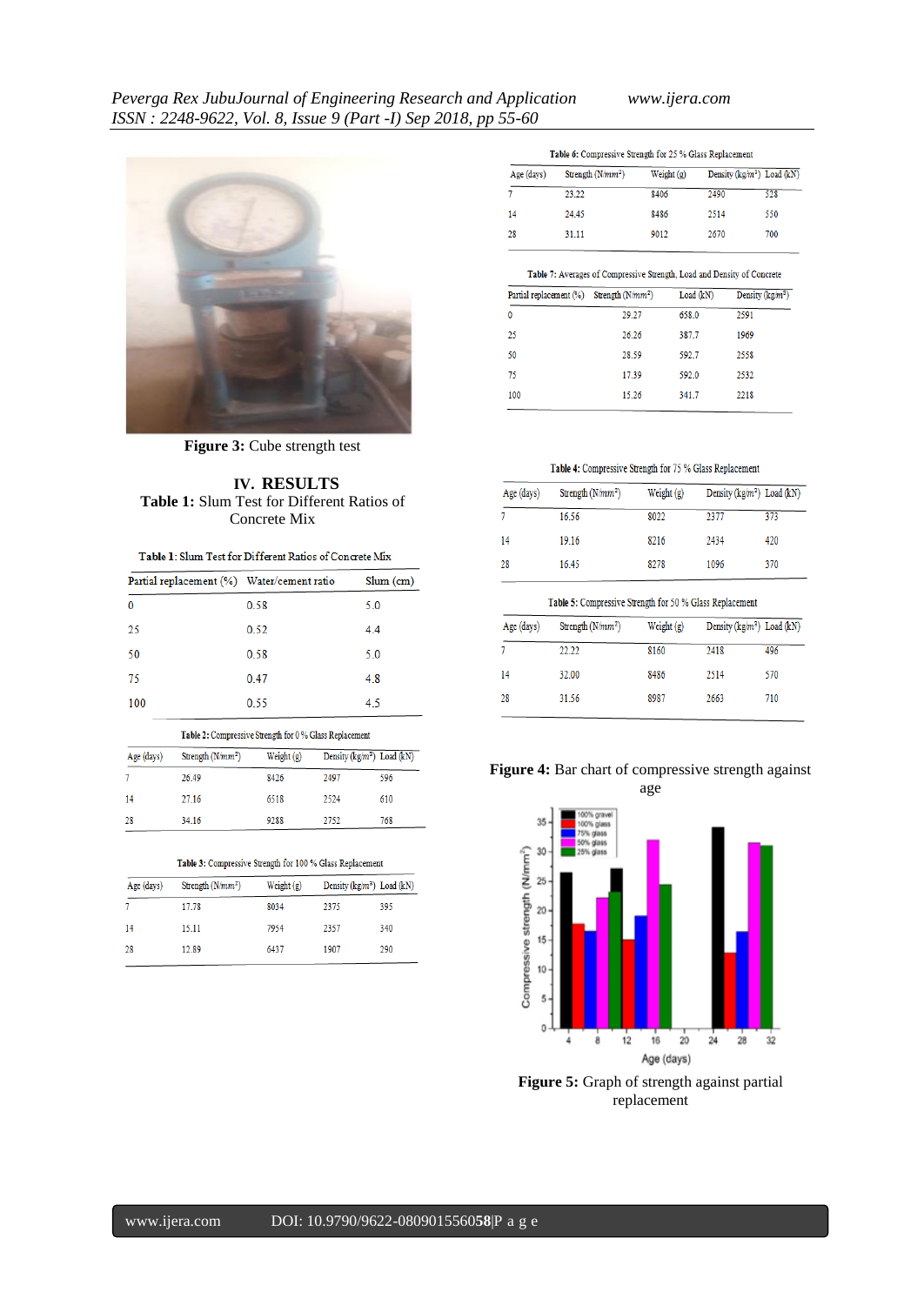**Figure 3:** Cube strength test

## IV. RESULTS

**Table 1:** Slum Test for Different Ratios of Concrete Mix

Table 1: Slum Test for Different Ratios of Concrete Mix

| Partial replacement (%) | Water/cement ratio | Slum (cm) |
|---|---|---|
| 0 | 0.58 | 5.0 |
| 25 | 0.52 | 4.4 |
| 50 | 0.58 | 5.0 |
| 75 | 0.47 | 4.8 |
| 100 | 0.55 | 4.5 |

**Table 2:** Compressive Strength for 0 % Glass Replacement

| Age (days) | Strength ($N/mm^2$) | Weight (g) | Density ($kg/m^3$) | Load (kN) |
|---|---|---|---|---|
| 7 | 26.49 | 8426 | 2497 | 596 |
| 14 | 27.16 | 6518 | 2524 | 610 |
| 28 | 34.16 | 9288 | 2752 | 768 |

**Table 3:** Compressive Strength for 100 % Glass Replacement

| Age (days) | Strength ($N/mm^2$) | Weight (g) | Density ($kg/m^3$) | Load (kN) |
|---|---|---|---|---|
| 7 | 17.78 | 8034 | 2375 | 395 |
| 14 | 15.11 | 7954 | 2357 | 340 |
| 28 | 12.89 | 6437 | 1907 | 290 |

**Table 6:** Compressive Strength for 25 % Glass Replacement

| Age (days) | Strength ($N/mm^2$) | Weight (g) | Density ($kg/m^3$) | Load (kN) |
|---|---|---|---|---|
| 7 | 23.22 | 8406 | 2490 | 528 |
| 14 | 24.45 | 8486 | 2514 | 550 |
| 28 | 31.11 | 9012 | 2670 | 700 |

**Table 7:** Averages of Compressive Strength, Load and Density of Concrete

| Partial replacement (%) | Strength ($N/mm^2$) | Load (kN) | Density ($kg/m^3$) |
|---|---|---|---|
| 0 | 29.27 | 658.0 | 2591 |
| 25 | 26.26 | 387.7 | 1969 |
| 50 | 28.59 | 592.7 | 2558 |
| 75 | 17.39 | 592.0 | 2532 |
| 100 | 15.26 | 341.7 | 2218 |

**Table 4:** Compressive Strength for 75 % Glass Replacement

| Age (days) | Strength ($N/mm^2$) | Weight (g) | Density ($kg/m^3$) | Load (kN) |
|---|---|---|---|---|
| 7 | 16.56 | 8022 | 2377 | 373 |
| 14 | 19.16 | 8216 | 2434 | 420 |
| 28 | 16.45 | 8278 | 1096 | 370 |

**Table 5:** Compressive Strength for 50 % Glass Replacement

| Age (days) | Strength ($N/mm^2$) | Weight (g) | Density ($kg/m^3$) | Load (kN) |
|---|---|---|---|---|
| 7 | 22.22 | 8160 | 2418 | 496 |
| 14 | 32.00 | 8486 | 2514 | 570 |
| 28 | 31.56 | 8987 | 2663 | 710 |

**Figure 4:** Bar chart of compressive strength against age

**Figure 5:** Graph of strength against partial replacement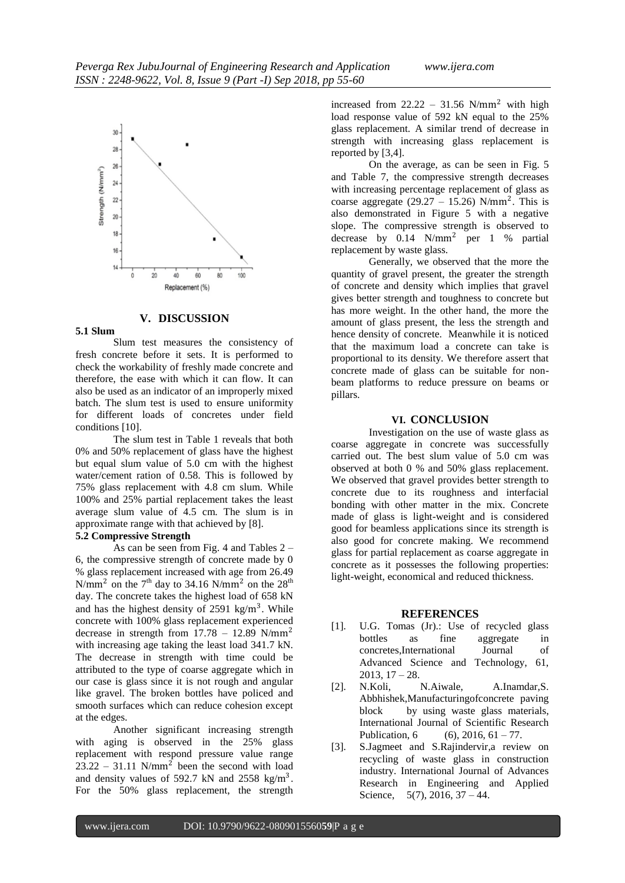## V. DISCUSSION

### 5.1 Slum

Slum test measures the consistency of fresh concrete before it sets. It is performed to check the workability of freshly made concrete and therefore, the ease with which it can flow. It can also be used as an indicator of an improperly mixed batch. The slum test is used to ensure uniformity for different loads of concretes under field conditions [10].

The slum test in Table 1 reveals that both 0% and 50% replacement of glass have the highest but equal slum value of 5.0 cm with the highest water/cement ration of 0.58. This is followed by 75% glass replacement with 4.8 cm slum. While 100% and 25% partial replacement takes the least average slum value of 4.5 cm. The slum is in approximate range with that achieved by [8].

### 5.2 Compressive Strength

As can be seen from Fig. 4 and Tables 2 – 6, the compressive strength of concrete made by 0 % glass replacement increased with age from 26.49 $N/mm^2$ on the $7^{th}$ day to 34.16 $N/mm^2$ on the $28^{th}$ day. The concrete takes the highest load of 658 kN and has the highest density of 2591 $kg/m^3$. While concrete with 100% glass replacement experienced decrease in strength from 17.78 – 12.89 $N/mm^2$ with increasing age taking the least load 341.7 kN. The decrease in strength with time could be attributed to the type of coarse aggregate which in our case is glass since it is not rough and angular like gravel. The broken bottles have policed and smooth surfaces which can reduce cohesion except at the edges.

Another significant increasing strength with aging is observed in the 25% glass replacement with respond pressure value range 23.22 – 31.11 $N/mm^2$ been the second with load and density values of 592.7 kN and 2558 $kg/m^3$. For the 50% glass replacement, the strength increased from 22.22 – 31.56 $N/mm^2$ with high load response value of 592 kN equal to the 25% glass replacement. A similar trend of decrease in strength with increasing glass replacement is reported by [3,4].

On the average, as can be seen in Fig. 5 and Table 7, the compressive strength decreases with increasing percentage replacement of glass as coarse aggregate (29.27 – 15.26) $N/mm^2$. This is also demonstrated in Figure 5 with a negative slope. The compressive strength is observed to decrease by 0.14 $N/mm^2$ per 1 % partial replacement by waste glass.

Generally, we observed that the more the quantity of gravel present, the greater the strength of concrete and density which implies that gravel gives better strength and toughness to concrete but has more weight. In the other hand, the more the amount of glass present, the less the strength and hence density of concrete. Meanwhile it is noticed that the maximum load a concrete can take is proportional to its density. We therefore assert that concrete made of glass can be suitable for non-beam platforms to reduce pressure on beams or pillars.

## VI. CONCLUSION

Investigation on the use of waste glass as coarse aggregate in concrete was successfully carried out. The best slum value of 5.0 cm was observed at both 0 % and 50% glass replacement. We observed that gravel provides better strength to concrete due to its roughness and interfacial bonding with other matter in the mix. Concrete made of glass is light-weight and is considered good for beamless applications since its strength is also good for concrete making. We recommend glass for partial replacement as coarse aggregate in concrete as it possesses the following properties: light-weight, economical and reduced thickness.

## REFERENCES

[1]. U.G. Tomas (Jr).: Use of recycled glass bottles as fine aggregate in concretes,International Journal of Advanced Science and Technology, 61, 2013, 17 – 28.

[2]. N.Koli, N.Aiwale, A.Inamdar,S. Abbhishek,Manufacturingofconcrete paving block by using waste glass materials, International Journal of Scientific Research Publication, 6 (6), 2016, 61 – 77.

[3]. S.Jagmeet and S.Rajindervir,a review on recycling of waste glass in construction industry. International Journal of Advances Research in Engineering and Applied Science, 5(7), 2016, 37 – 44.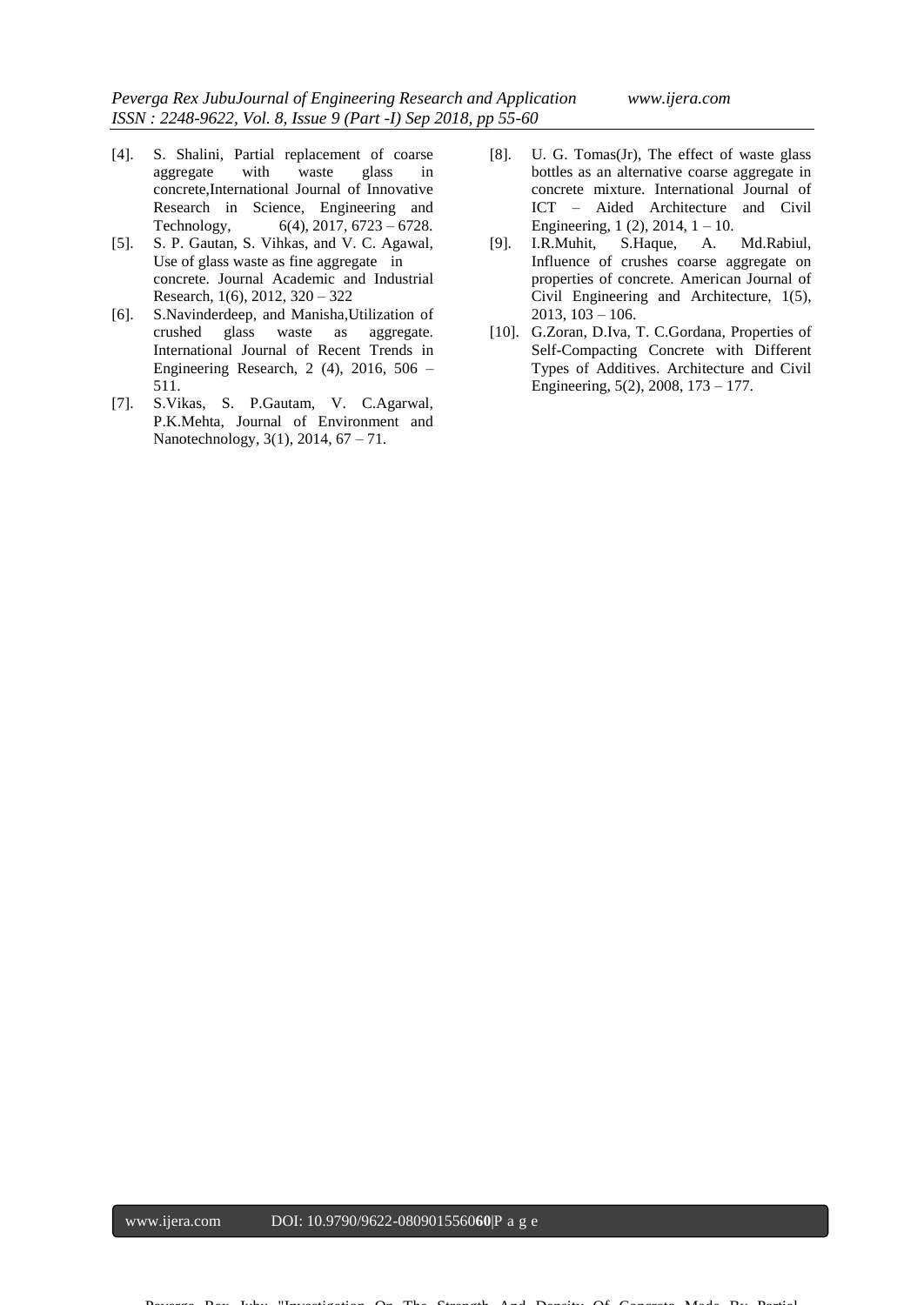[4]. S. Shalini, Partial replacement of coarse aggregate with waste glass in concrete,International Journal of Innovative Research in Science, Engineering and Technology, 6(4), 2017, 6723 – 6728.

[5]. S. P. Gautan, S. Vihkas, and V. C. Agawal, Use of glass waste as fine aggregate in concrete. Journal Academic and Industrial Research, 1(6), 2012, 320 – 322

[6]. S.Navinderdeep, and Manisha,Utilization of crushed glass waste as aggregate. International Journal of Recent Trends in Engineering Research, 2 (4), 2016, 506 – 511.

[7]. S.Vikas, S. P.Gautam, V. C.Agarwal, P.K.Mehta, Journal of Environment and Nanotechnology, 3(1), 2014, 67 – 71.

[8]. U. G. Tomas(Jr), The effect of waste glass bottles as an alternative coarse aggregate in concrete mixture. International Journal of ICT – Aided Architecture and Civil Engineering, 1 (2), 2014, 1 – 10.

[9]. I.R.Muhit, S.Haque, A. Md.Rabiul, Influence of crushes coarse aggregate on properties of concrete. American Journal of Civil Engineering and Architecture, 1(5), 2013, 103 – 106.

[10]. G.Zoran, D.Iva, T. C.Gordana, Properties of Self-Compacting Concrete with Different Types of Additives. Architecture and Civil Engineering, 5(2), 2008, 173 – 177.